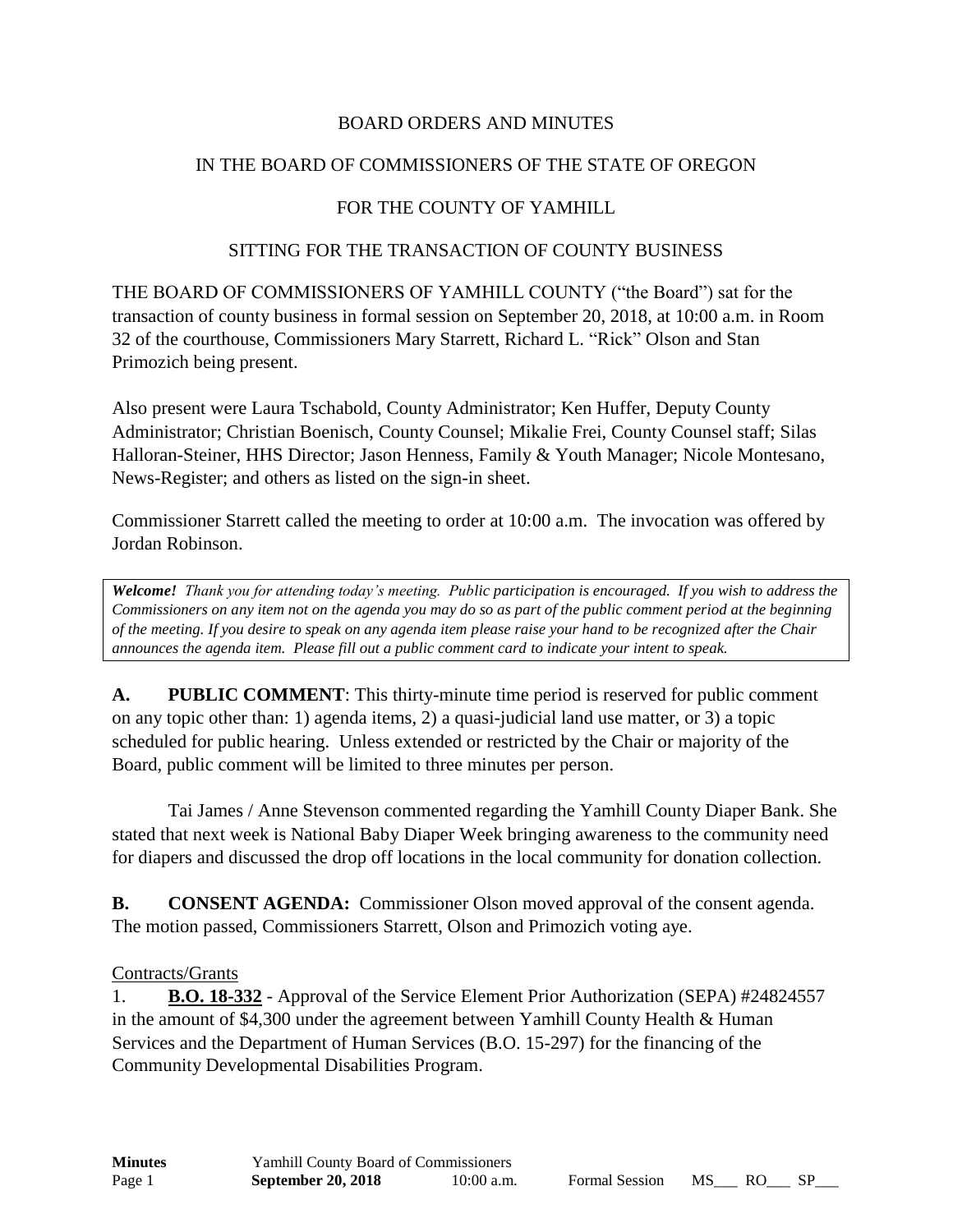BOARD ORDERS AND MINUTES

IN THE BOARD OF COMMISSIONERS OF THE STATE OF OREGON

FOR THE COUNTY OF YAMHILL

SITTING FOR THE TRANSACTION OF COUNTY BUSINESS

THE BOARD OF COMMISSIONERS OF YAMHILL COUNTY ("the Board") sat for the transaction of county business in formal session on September 20, 2018, at 10:00 a.m. in Room 32 of the courthouse, Commissioners Mary Starrett, Richard L. "Rick" Olson and Stan Primozich being present.

Also present were Laura Tschabold, County Administrator; Ken Huffer, Deputy County Administrator; Christian Boenisch, County Counsel; Mikalie Frei, County Counsel staff; Silas Halloran-Steiner, HHS Director; Jason Henness, Family & Youth Manager; Nicole Montesano, News-Register; and others as listed on the sign-in sheet.

Commissioner Starrett called the meeting to order at 10:00 a.m. The invocation was offered by Jordan Robinson.

> ***Welcome!*** *Thank you for attending today's meeting. Public participation is encouraged. If you wish to address the Commissioners on any item not on the agenda you may do so as part of the public comment period at the beginning of the meeting. If you desire to speak on any agenda item please raise your hand to be recognized after the Chair announces the agenda item. Please fill out a public comment card to indicate your intent to speak.*

**A. PUBLIC COMMENT**: This thirty-minute time period is reserved for public comment on any topic other than: 1) agenda items, 2) a quasi-judicial land use matter, or 3) a topic scheduled for public hearing. Unless extended or restricted by the Chair or majority of the Board, public comment will be limited to three minutes per person.

Tai James / Anne Stevenson commented regarding the Yamhill County Diaper Bank. She stated that next week is National Baby Diaper Week bringing awareness to the community need for diapers and discussed the drop off locations in the local community for donation collection.

**B. CONSENT AGENDA:** Commissioner Olson moved approval of the consent agenda. The motion passed, Commissioners Starrett, Olson and Primozich voting aye.

Contracts/Grants

1. **B.O. 18-332** - Approval of the Service Element Prior Authorization (SEPA) #24824557 in the amount of $4,300 under the agreement between Yamhill County Health & Human Services and the Department of Human Services (B.O. 15-297) for the financing of the Community Developmental Disabilities Program.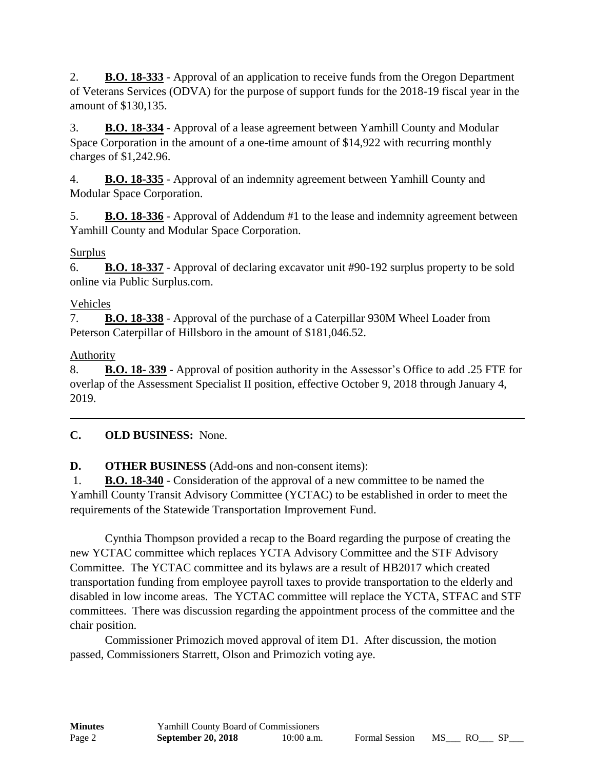2. **B.O. 18-333** - Approval of an application to receive funds from the Oregon Department of Veterans Services (ODVA) for the purpose of support funds for the 2018-19 fiscal year in the amount of $130,135.

3. **B.O. 18-334** - Approval of a lease agreement between Yamhill County and Modular Space Corporation in the amount of a one-time amount of $14,922 with recurring monthly charges of $1,242.96.

4. **B.O. 18-335** - Approval of an indemnity agreement between Yamhill County and Modular Space Corporation.

5. **B.O. 18-336** - Approval of Addendum #1 to the lease and indemnity agreement between Yamhill County and Modular Space Corporation.

Surplus

6. **B.O. 18-337** - Approval of declaring excavator unit #90-192 surplus property to be sold online via Public Surplus.com.

Vehicles

7. **B.O. 18-338** - Approval of the purchase of a Caterpillar 930M Wheel Loader from Peterson Caterpillar of Hillsboro in the amount of $181,046.52.

Authority

8. **B.O. 18- 339** - Approval of position authority in the Assessor's Office to add .25 FTE for overlap of the Assessment Specialist II position, effective October 9, 2018 through January 4, 2019.

---

**C. OLD BUSINESS:** None.

**D. OTHER BUSINESS** (Add-ons and non-consent items):

1. **B.O. 18-340** - Consideration of the approval of a new committee to be named the Yamhill County Transit Advisory Committee (YCTAC) to be established in order to meet the requirements of the Statewide Transportation Improvement Fund.

Cynthia Thompson provided a recap to the Board regarding the purpose of creating the new YCTAC committee which replaces YCTA Advisory Committee and the STF Advisory Committee. The YCTAC committee and its bylaws are a result of HB2017 which created transportation funding from employee payroll taxes to provide transportation to the elderly and disabled in low income areas. The YCTAC committee will replace the YCTA, STFAC and STF committees. There was discussion regarding the appointment process of the committee and the chair position.

Commissioner Primozich moved approval of item D1. After discussion, the motion passed, Commissioners Starrett, Olson and Primozich voting aye.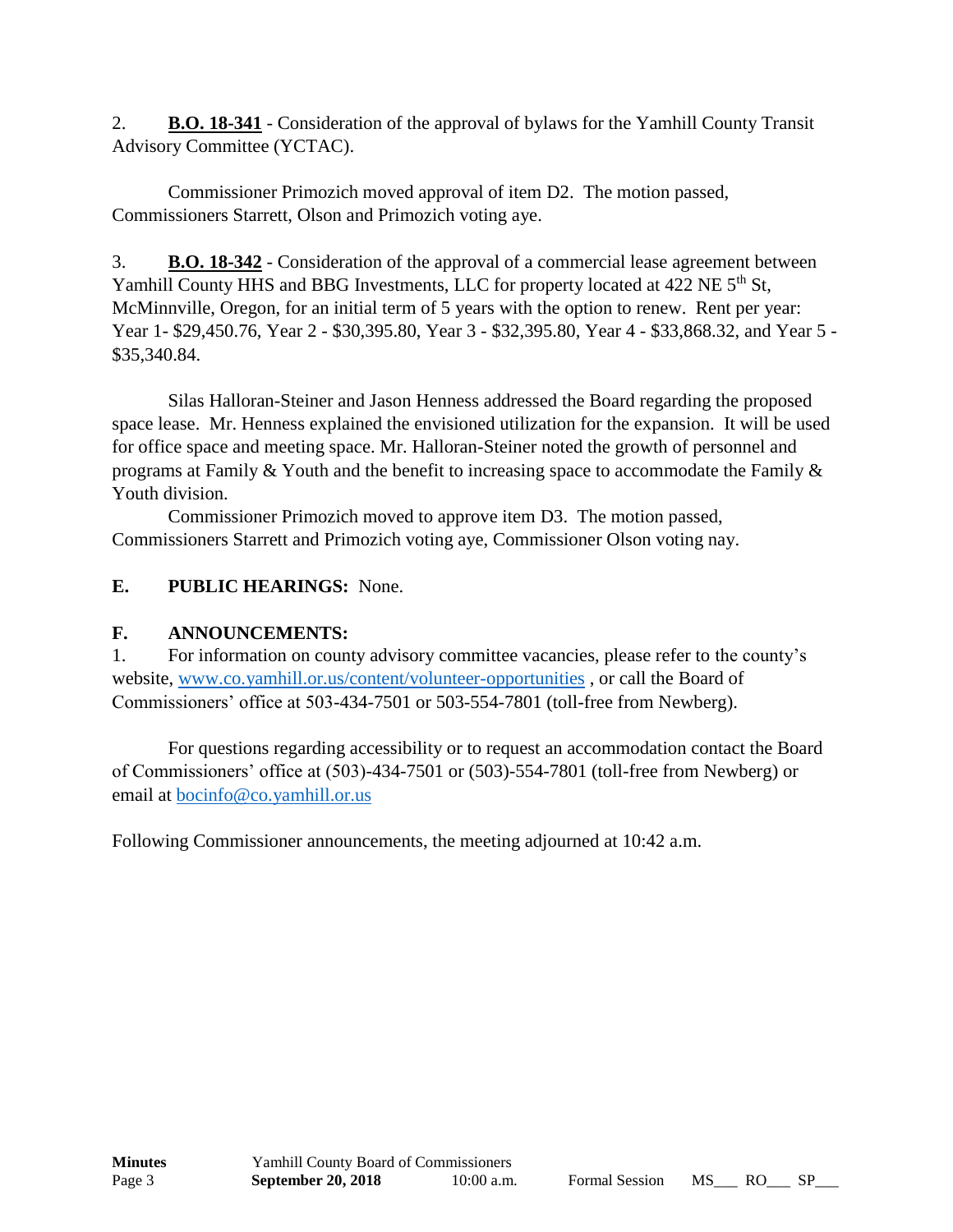2. **B.O. 18-341** - Consideration of the approval of bylaws for the Yamhill County Transit Advisory Committee (YCTAC).

Commissioner Primozich moved approval of item D2. The motion passed, Commissioners Starrett, Olson and Primozich voting aye.

3. **B.O. 18-342** - Consideration of the approval of a commercial lease agreement between Yamhill County HHS and BBG Investments, LLC for property located at 422 NE 5th St, McMinnville, Oregon, for an initial term of 5 years with the option to renew. Rent per year: Year 1- $29,450.76, Year 2 - $30,395.80, Year 3 - $32,395.80, Year 4 - $33,868.32, and Year 5 - $35,340.84.

Silas Halloran-Steiner and Jason Henness addressed the Board regarding the proposed space lease. Mr. Henness explained the envisioned utilization for the expansion. It will be used for office space and meeting space. Mr. Halloran-Steiner noted the growth of personnel and programs at Family & Youth and the benefit to increasing space to accommodate the Family & Youth division.

Commissioner Primozich moved to approve item D3. The motion passed, Commissioners Starrett and Primozich voting aye, Commissioner Olson voting nay.

**E. PUBLIC HEARINGS:** None.

**F. ANNOUNCEMENTS:**

1. For information on county advisory committee vacancies, please refer to the county's website, www.co.yamhill.or.us/content/volunteer-opportunities , or call the Board of Commissioners' office at 503-434-7501 or 503-554-7801 (toll-free from Newberg).

For questions regarding accessibility or to request an accommodation contact the Board of Commissioners' office at (503)-434-7501 or (503)-554-7801 (toll-free from Newberg) or email at bocinfo@co.yamhill.or.us

Following Commissioner announcements, the meeting adjourned at 10:42 a.m.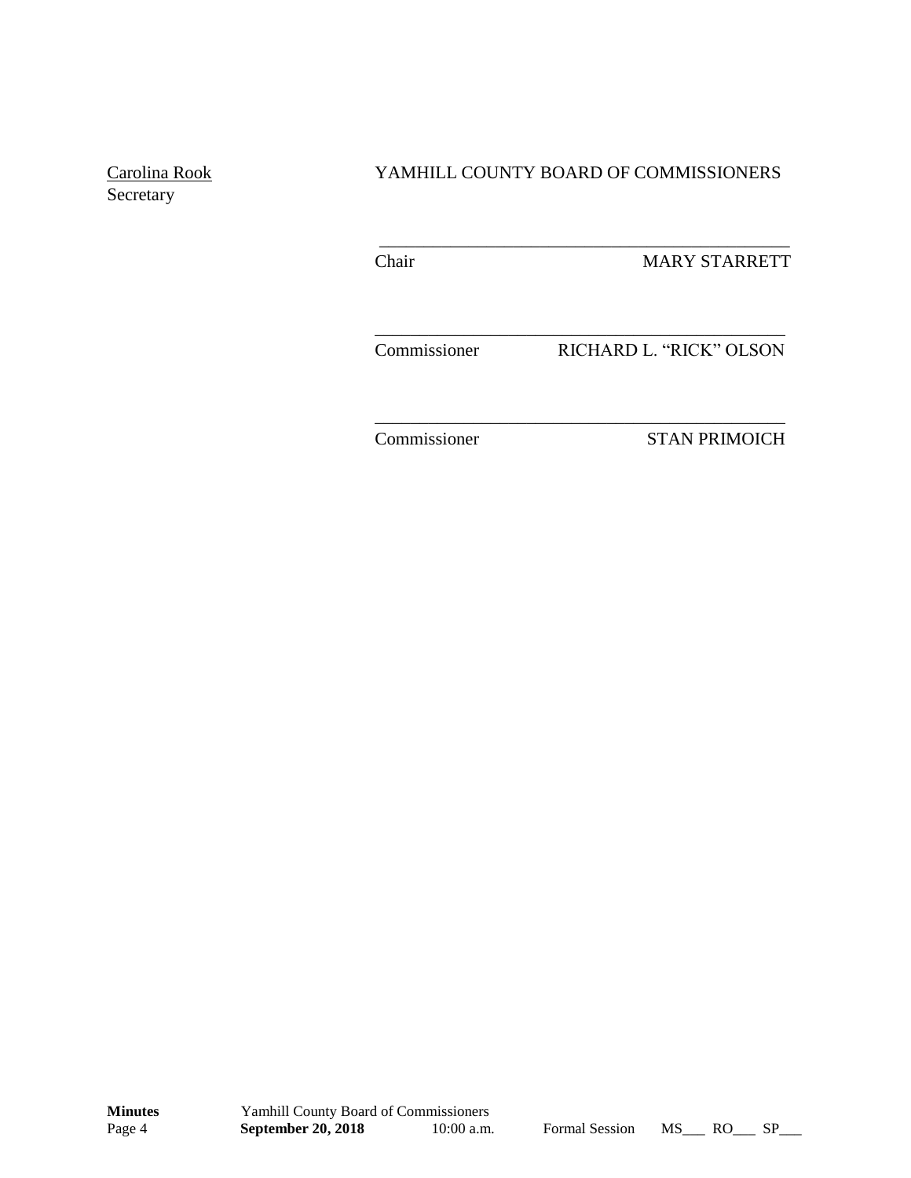<u>Carolina Rook</u>
Secretary

YAMHILL COUNTY BOARD OF COMMISSIONERS

\_\_\_\_\_\_\_\_\_\_\_\_\_\_\_\_\_\_\_\_\_\_\_\_\_\_\_\_\_\_\_\_\_\_\_\_\_\_\_\_\_\_\_\_\_\_\_\_
Chair MARY STARRETT

\_\_\_\_\_\_\_\_\_\_\_\_\_\_\_\_\_\_\_\_\_\_\_\_\_\_\_\_\_\_\_\_\_\_\_\_\_\_\_\_\_\_\_\_\_\_\_\_
Commissioner RICHARD L. "RICK" OLSON

\_\_\_\_\_\_\_\_\_\_\_\_\_\_\_\_\_\_\_\_\_\_\_\_\_\_\_\_\_\_\_\_\_\_\_\_\_\_\_\_\_\_\_\_\_\_\_\_
Commissioner STAN PRIMOICH